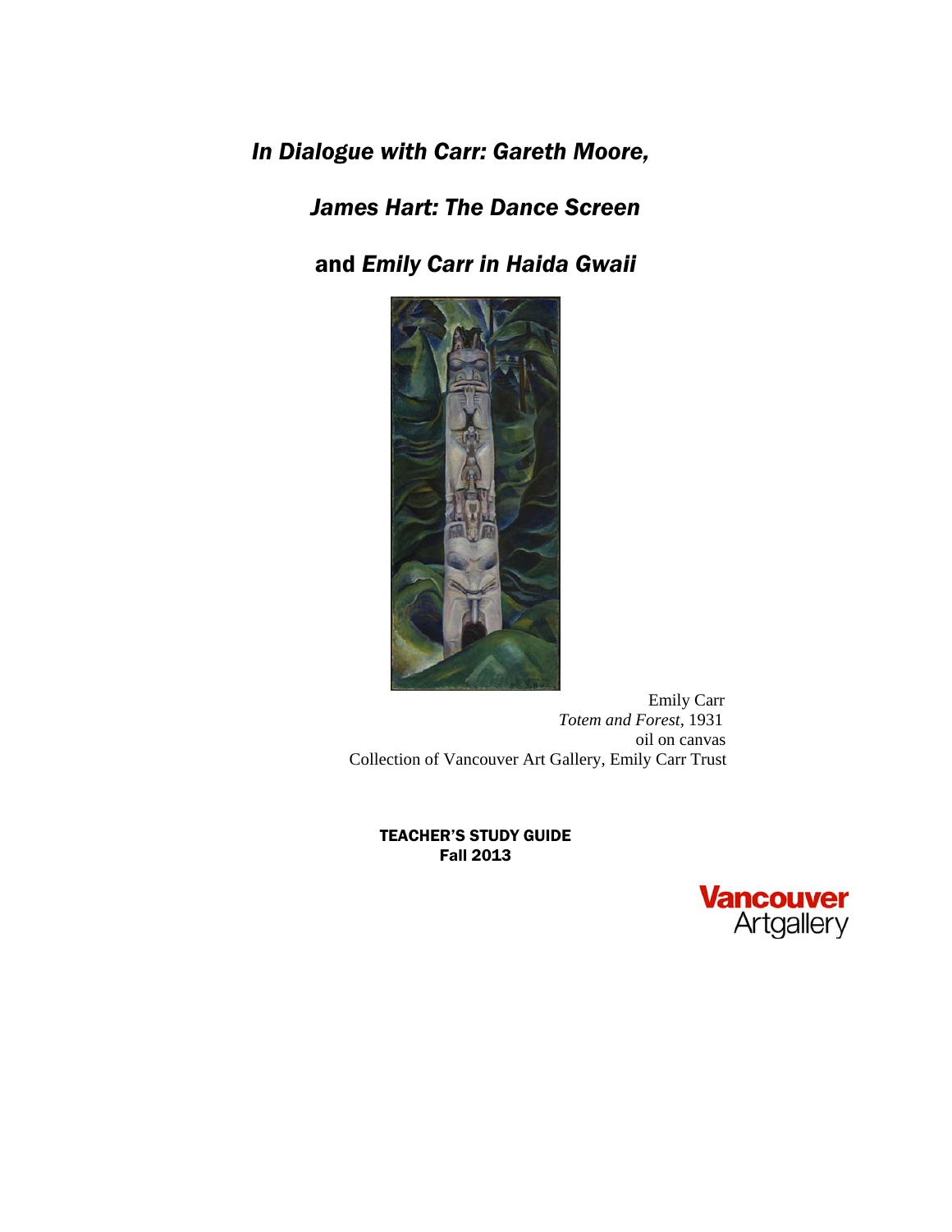# *In Dialogue with Carr: Gareth Moore,*

# *James Hart: The Dance Screen*

# and *Emily Carr in Haida Gwaii*

Emily Carr
*Totem and Forest*, 1931
oil on canvas
Collection of Vancouver Art Gallery, Emily Carr Trust

**TEACHER'S STUDY GUIDE**
**Fall 2013**

Vancouver
Artgallery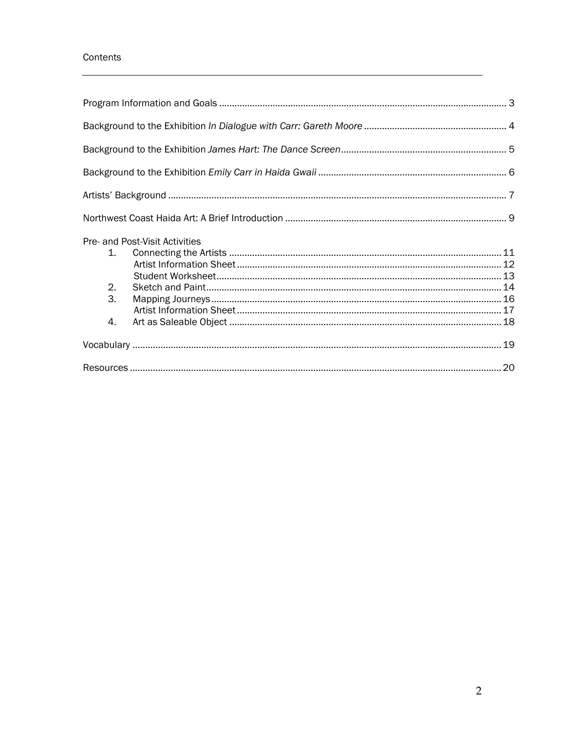## Contents

Program Information and Goals ..... 3

Background to the Exhibition *In Dialogue with Carr: Gareth Moore* ..... 4

Background to the Exhibition *James Hart: The Dance Screen* ..... 5

Background to the Exhibition *Emily Carr in Haida Gwaii* ..... 6

Artists' Background ..... 7

Northwest Coast Haida Art: A Brief Introduction ..... 9

Pre- and Post-Visit Activities

1. Connecting the Artists ..... 11
   - Artist Information Sheet ..... 12
   - Student Worksheet ..... 13
2. Sketch and Paint ..... 14
3. Mapping Journeys ..... 16
   - Artist Information Sheet ..... 17
4. Art as Saleable Object ..... 18

Vocabulary ..... 19

Resources ..... 20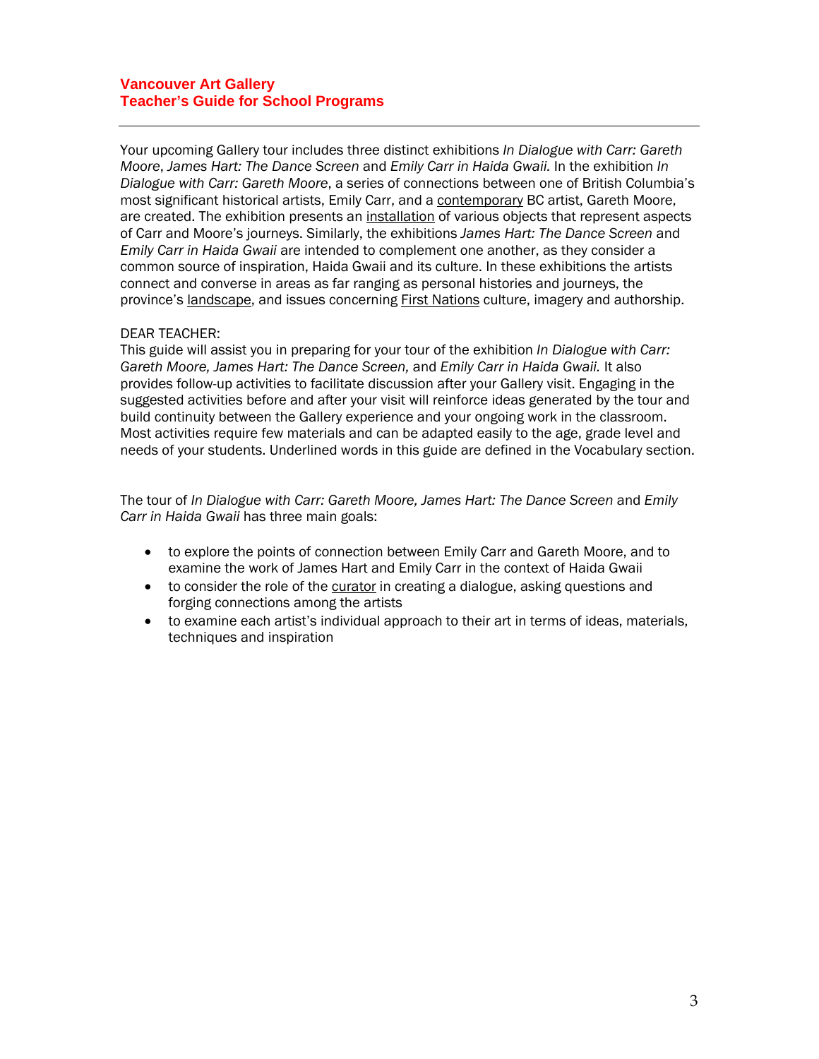**Vancouver Art Gallery**
**Teacher's Guide for School Programs**

---

Your upcoming Gallery tour includes three distinct exhibitions *In Dialogue with Carr: Gareth Moore*, *James Hart: The Dance Screen* and *Emily Carr in Haida Gwaii.* In the exhibition *In Dialogue with Carr: Gareth Moore*, a series of connections between one of British Columbia's most significant historical artists, Emily Carr, and a contemporary BC artist, Gareth Moore, are created. The exhibition presents an installation of various objects that represent aspects of Carr and Moore's journeys. Similarly, the exhibitions *James Hart: The Dance Screen* and *Emily Carr in Haida Gwaii* are intended to complement one another, as they consider a common source of inspiration, Haida Gwaii and its culture. In these exhibitions the artists connect and converse in areas as far ranging as personal histories and journeys, the province's landscape, and issues concerning First Nations culture, imagery and authorship.

DEAR TEACHER:
This guide will assist you in preparing for your tour of the exhibition *In Dialogue with Carr: Gareth Moore, James Hart: The Dance Screen,* and *Emily Carr in Haida Gwaii.* It also provides follow-up activities to facilitate discussion after your Gallery visit. Engaging in the suggested activities before and after your visit will reinforce ideas generated by the tour and build continuity between the Gallery experience and your ongoing work in the classroom. Most activities require few materials and can be adapted easily to the age, grade level and needs of your students. Underlined words in this guide are defined in the Vocabulary section.

The tour of *In Dialogue with Carr: Gareth Moore, James Hart: The Dance Screen* and *Emily Carr in Haida Gwaii* has three main goals:

- to explore the points of connection between Emily Carr and Gareth Moore, and to examine the work of James Hart and Emily Carr in the context of Haida Gwaii
- to consider the role of the curator in creating a dialogue, asking questions and forging connections among the artists
- to examine each artist's individual approach to their art in terms of ideas, materials, techniques and inspiration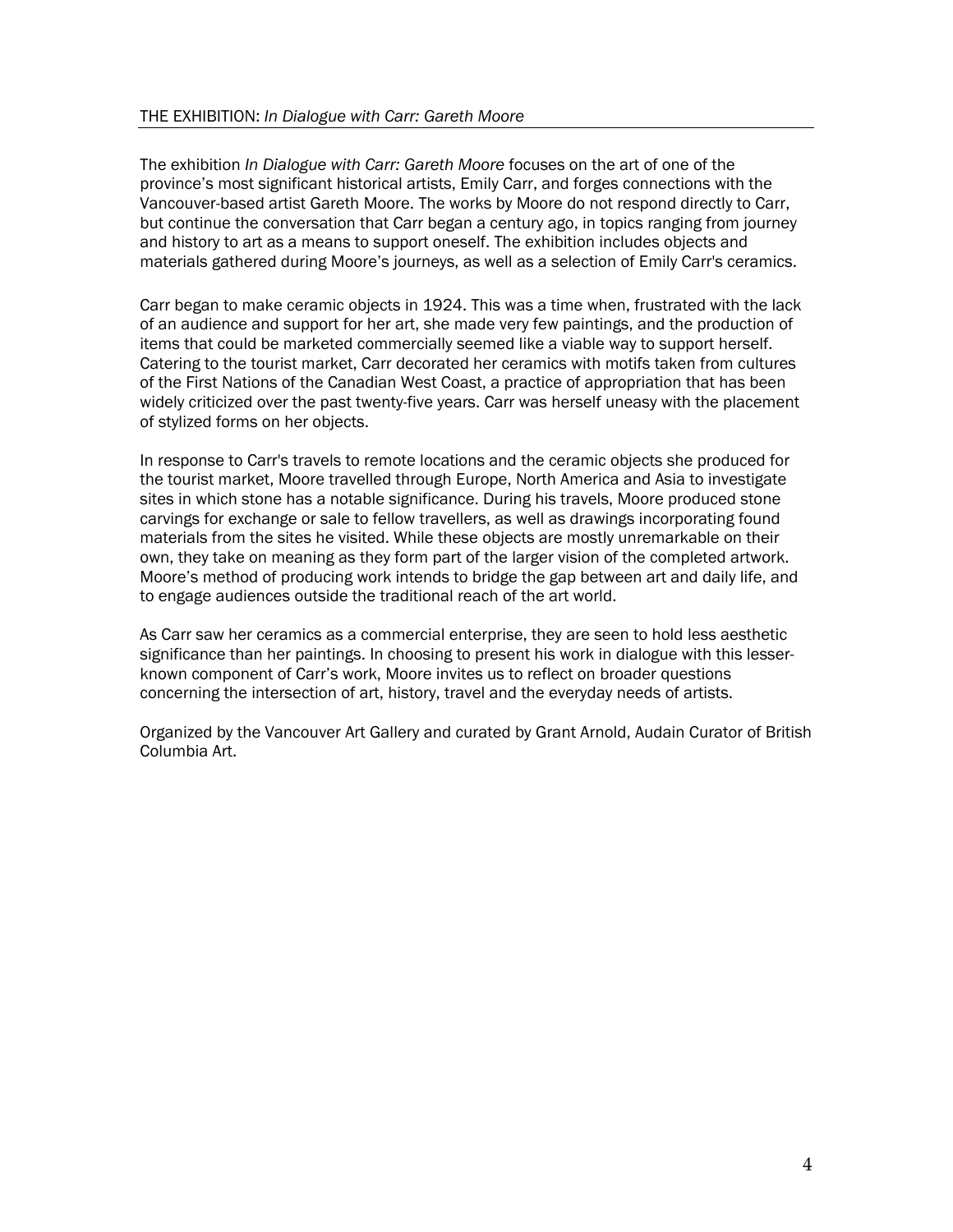## THE EXHIBITION: *In Dialogue with Carr: Gareth Moore*

The exhibition *In Dialogue with Carr: Gareth Moore* focuses on the art of one of the province's most significant historical artists, Emily Carr, and forges connections with the Vancouver-based artist Gareth Moore. The works by Moore do not respond directly to Carr, but continue the conversation that Carr began a century ago, in topics ranging from journey and history to art as a means to support oneself. The exhibition includes objects and materials gathered during Moore's journeys, as well as a selection of Emily Carr's ceramics.

Carr began to make ceramic objects in 1924. This was a time when, frustrated with the lack of an audience and support for her art, she made very few paintings, and the production of items that could be marketed commercially seemed like a viable way to support herself. Catering to the tourist market, Carr decorated her ceramics with motifs taken from cultures of the First Nations of the Canadian West Coast, a practice of appropriation that has been widely criticized over the past twenty-five years. Carr was herself uneasy with the placement of stylized forms on her objects.

In response to Carr's travels to remote locations and the ceramic objects she produced for the tourist market, Moore travelled through Europe, North America and Asia to investigate sites in which stone has a notable significance. During his travels, Moore produced stone carvings for exchange or sale to fellow travellers, as well as drawings incorporating found materials from the sites he visited. While these objects are mostly unremarkable on their own, they take on meaning as they form part of the larger vision of the completed artwork. Moore's method of producing work intends to bridge the gap between art and daily life, and to engage audiences outside the traditional reach of the art world.

As Carr saw her ceramics as a commercial enterprise, they are seen to hold less aesthetic significance than her paintings. In choosing to present his work in dialogue with this lesser-known component of Carr's work, Moore invites us to reflect on broader questions concerning the intersection of art, history, travel and the everyday needs of artists.

Organized by the Vancouver Art Gallery and curated by Grant Arnold, Audain Curator of British Columbia Art.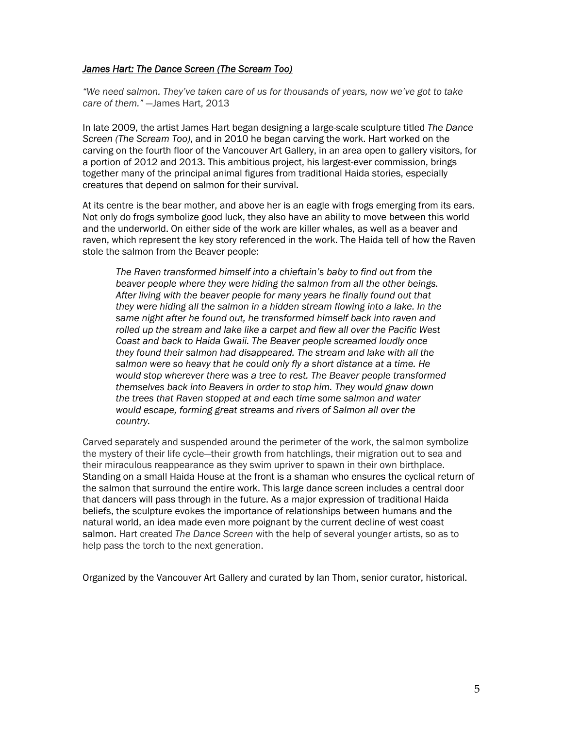## *James Hart: The Dance Screen (The Scream Too)*

*"We need salmon. They've taken care of us for thousands of years, now we've got to take care of them."* —James Hart, 2013

In late 2009, the artist James Hart began designing a large-scale sculpture titled *The Dance Screen (The Scream Too)*, and in 2010 he began carving the work. Hart worked on the carving on the fourth floor of the Vancouver Art Gallery, in an area open to gallery visitors, for a portion of 2012 and 2013. This ambitious project, his largest-ever commission, brings together many of the principal animal figures from traditional Haida stories, especially creatures that depend on salmon for their survival.

At its centre is the bear mother, and above her is an eagle with frogs emerging from its ears. Not only do frogs symbolize good luck, they also have an ability to move between this world and the underworld. On either side of the work are killer whales, as well as a beaver and raven, which represent the key story referenced in the work. The Haida tell of how the Raven stole the salmon from the Beaver people:

> *The Raven transformed himself into a chieftain's baby to find out from the beaver people where they were hiding the salmon from all the other beings. After living with the beaver people for many years he finally found out that they were hiding all the salmon in a hidden stream flowing into a lake. In the same night after he found out, he transformed himself back into raven and rolled up the stream and lake like a carpet and flew all over the Pacific West Coast and back to Haida Gwaii. The Beaver people screamed loudly once they found their salmon had disappeared. The stream and lake with all the salmon were so heavy that he could only fly a short distance at a time. He would stop wherever there was a tree to rest. The Beaver people transformed themselves back into Beavers in order to stop him. They would gnaw down the trees that Raven stopped at and each time some salmon and water would escape, forming great streams and rivers of Salmon all over the country.*

Carved separately and suspended around the perimeter of the work, the salmon symbolize the mystery of their life cycle—their growth from hatchlings, their migration out to sea and their miraculous reappearance as they swim upriver to spawn in their own birthplace. Standing on a small Haida House at the front is a shaman who ensures the cyclical return of the salmon that surround the entire work. This large dance screen includes a central door that dancers will pass through in the future. As a major expression of traditional Haida beliefs, the sculpture evokes the importance of relationships between humans and the natural world, an idea made even more poignant by the current decline of west coast salmon. Hart created *The Dance Screen* with the help of several younger artists, so as to help pass the torch to the next generation.

Organized by the Vancouver Art Gallery and curated by Ian Thom, senior curator, historical.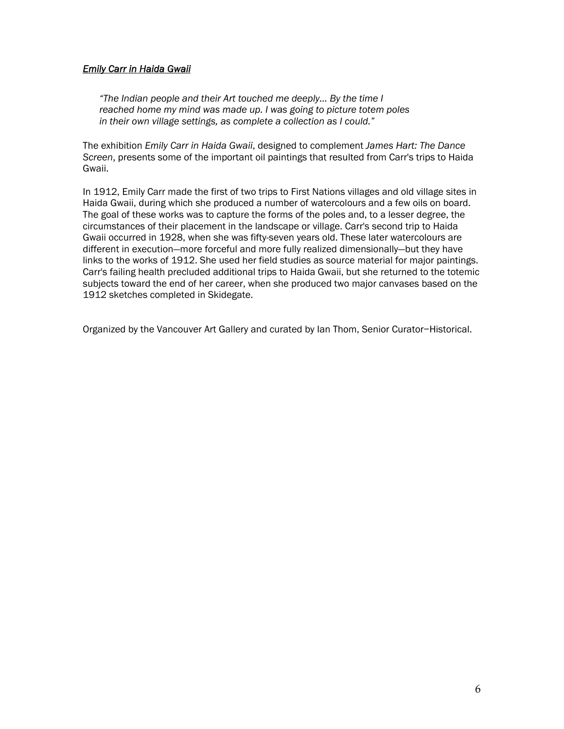## *Emily Carr in Haida Gwaii*

> *"The Indian people and their Art touched me deeply… By the time I reached home my mind was made up. I was going to picture totem poles in their own village settings, as complete a collection as I could."*

The exhibition *Emily Carr in Haida Gwaii*, designed to complement *James Hart: The Dance Screen*, presents some of the important oil paintings that resulted from Carr's trips to Haida Gwaii.

In 1912, Emily Carr made the first of two trips to First Nations villages and old village sites in Haida Gwaii, during which she produced a number of watercolours and a few oils on board. The goal of these works was to capture the forms of the poles and, to a lesser degree, the circumstances of their placement in the landscape or village. Carr's second trip to Haida Gwaii occurred in 1928, when she was fifty-seven years old. These later watercolours are different in execution—more forceful and more fully realized dimensionally—but they have links to the works of 1912. She used her field studies as source material for major paintings. Carr's failing health precluded additional trips to Haida Gwaii, but she returned to the totemic subjects toward the end of her career, when she produced two major canvases based on the 1912 sketches completed in Skidegate.

Organized by the Vancouver Art Gallery and curated by Ian Thom, Senior Curator–Historical.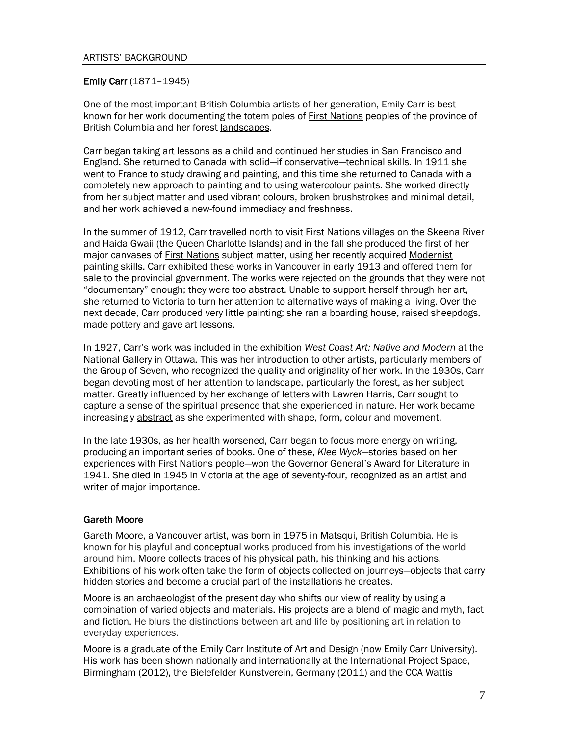## ARTISTS' BACKGROUND

### Emily Carr (1871–1945)

One of the most important British Columbia artists of her generation, Emily Carr is best known for her work documenting the totem poles of First Nations peoples of the province of British Columbia and her forest landscapes.

Carr began taking art lessons as a child and continued her studies in San Francisco and England. She returned to Canada with solid—if conservative—technical skills. In 1911 she went to France to study drawing and painting, and this time she returned to Canada with a completely new approach to painting and to using watercolour paints. She worked directly from her subject matter and used vibrant colours, broken brushstrokes and minimal detail, and her work achieved a new-found immediacy and freshness.

In the summer of 1912, Carr travelled north to visit First Nations villages on the Skeena River and Haida Gwaii (the Queen Charlotte Islands) and in the fall she produced the first of her major canvases of First Nations subject matter, using her recently acquired Modernist painting skills. Carr exhibited these works in Vancouver in early 1913 and offered them for sale to the provincial government. The works were rejected on the grounds that they were not "documentary" enough; they were too abstract. Unable to support herself through her art, she returned to Victoria to turn her attention to alternative ways of making a living. Over the next decade, Carr produced very little painting; she ran a boarding house, raised sheepdogs, made pottery and gave art lessons.

In 1927, Carr's work was included in the exhibition *West Coast Art: Native and Modern* at the National Gallery in Ottawa. This was her introduction to other artists, particularly members of the Group of Seven, who recognized the quality and originality of her work. In the 1930s, Carr began devoting most of her attention to landscape, particularly the forest, as her subject matter. Greatly influenced by her exchange of letters with Lawren Harris, Carr sought to capture a sense of the spiritual presence that she experienced in nature. Her work became increasingly abstract as she experimented with shape, form, colour and movement.

In the late 1930s, as her health worsened, Carr began to focus more energy on writing, producing an important series of books. One of these, *Klee Wyck*—stories based on her experiences with First Nations people—won the Governor General's Award for Literature in 1941. She died in 1945 in Victoria at the age of seventy-four, recognized as an artist and writer of major importance.

### Gareth Moore

Gareth Moore, a Vancouver artist, was born in 1975 in Matsqui, British Columbia. He is known for his playful and conceptual works produced from his investigations of the world around him. Moore collects traces of his physical path, his thinking and his actions. Exhibitions of his work often take the form of objects collected on journeys—objects that carry hidden stories and become a crucial part of the installations he creates.

Moore is an archaeologist of the present day who shifts our view of reality by using a combination of varied objects and materials. His projects are a blend of magic and myth, fact and fiction. He blurs the distinctions between art and life by positioning art in relation to everyday experiences.

Moore is a graduate of the Emily Carr Institute of Art and Design (now Emily Carr University). His work has been shown nationally and internationally at the International Project Space, Birmingham (2012), the Bielefelder Kunstverein, Germany (2011) and the CCA Wattis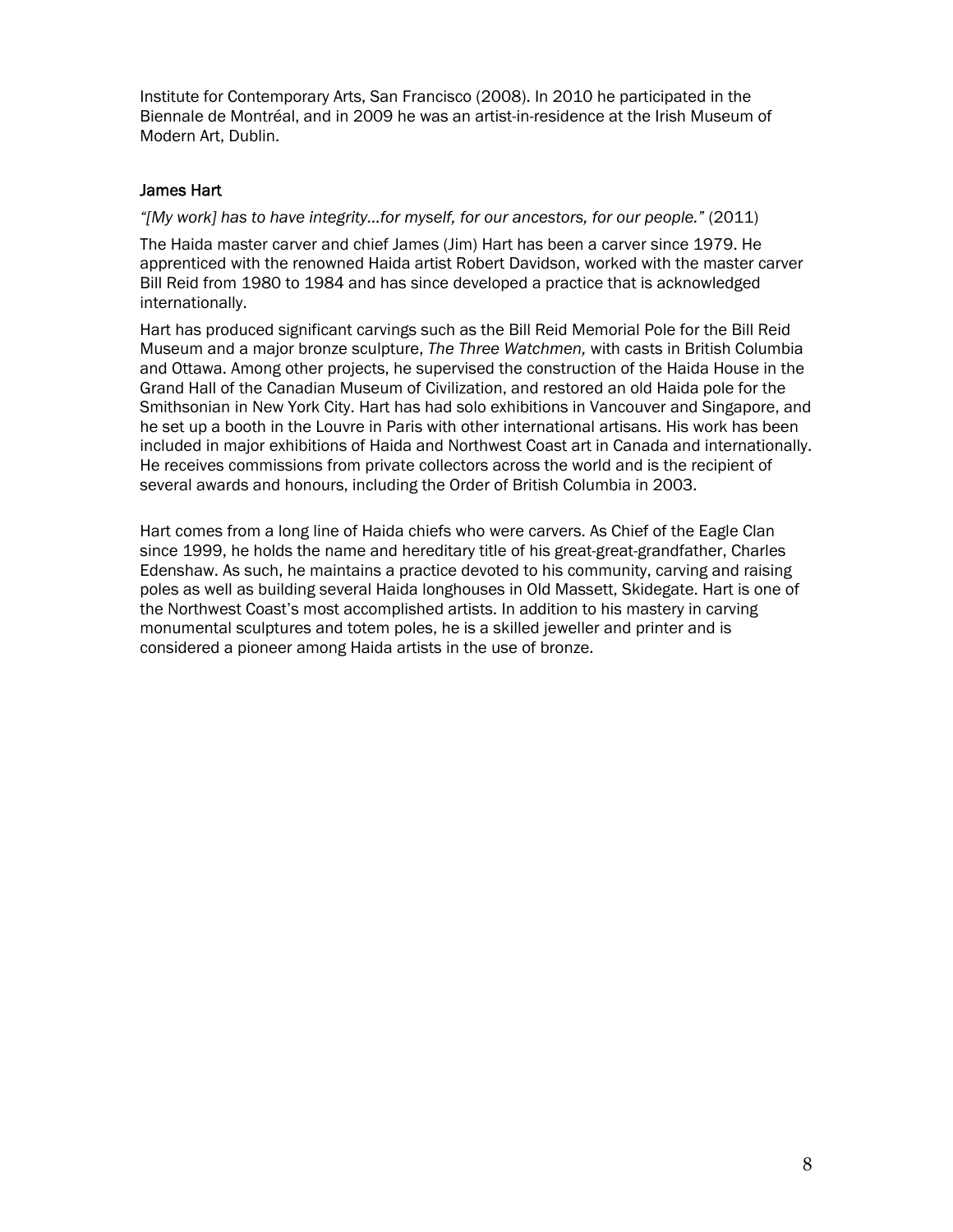Institute for Contemporary Arts, San Francisco (2008). In 2010 he participated in the Biennale de Montréal, and in 2009 he was an artist-in-residence at the Irish Museum of Modern Art, Dublin.

### James Hart

*"[My work] has to have integrity…for myself, for our ancestors, for our people."* (2011)

The Haida master carver and chief James (Jim) Hart has been a carver since 1979. He apprenticed with the renowned Haida artist Robert Davidson, worked with the master carver Bill Reid from 1980 to 1984 and has since developed a practice that is acknowledged internationally.

Hart has produced significant carvings such as the Bill Reid Memorial Pole for the Bill Reid Museum and a major bronze sculpture, *The Three Watchmen,* with casts in British Columbia and Ottawa. Among other projects, he supervised the construction of the Haida House in the Grand Hall of the Canadian Museum of Civilization, and restored an old Haida pole for the Smithsonian in New York City. Hart has had solo exhibitions in Vancouver and Singapore, and he set up a booth in the Louvre in Paris with other international artisans. His work has been included in major exhibitions of Haida and Northwest Coast art in Canada and internationally. He receives commissions from private collectors across the world and is the recipient of several awards and honours, including the Order of British Columbia in 2003.

Hart comes from a long line of Haida chiefs who were carvers. As Chief of the Eagle Clan since 1999, he holds the name and hereditary title of his great-great-grandfather, Charles Edenshaw. As such, he maintains a practice devoted to his community, carving and raising poles as well as building several Haida longhouses in Old Massett, Skidegate. Hart is one of the Northwest Coast's most accomplished artists. In addition to his mastery in carving monumental sculptures and totem poles, he is a skilled jeweller and printer and is considered a pioneer among Haida artists in the use of bronze.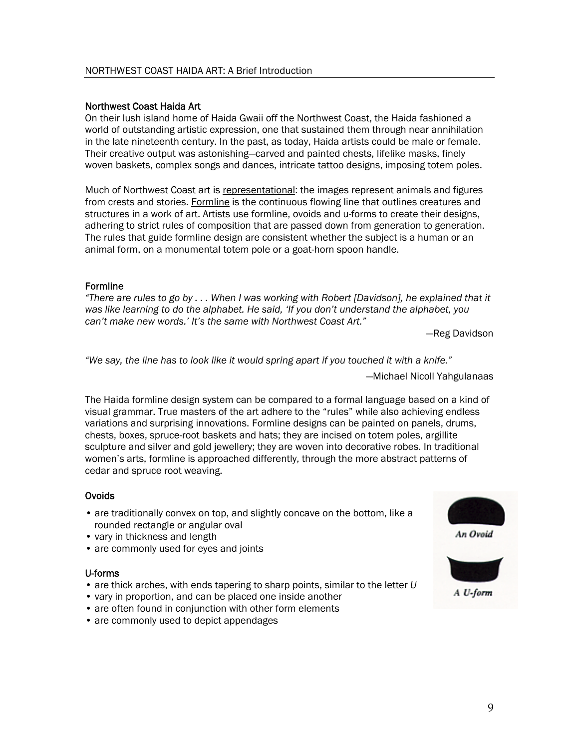## Northwest Coast Haida Art

On their lush island home of Haida Gwaii off the Northwest Coast, the Haida fashioned a world of outstanding artistic expression, one that sustained them through near annihilation in the late nineteenth century. In the past, as today, Haida artists could be male or female. Their creative output was astonishing—carved and painted chests, lifelike masks, finely woven baskets, complex songs and dances, intricate tattoo designs, imposing totem poles.

Much of Northwest Coast art is representational: the images represent animals and figures from crests and stories. Formline is the continuous flowing line that outlines creatures and structures in a work of art. Artists use formline, ovoids and u-forms to create their designs, adhering to strict rules of composition that are passed down from generation to generation. The rules that guide formline design are consistent whether the subject is a human or an animal form, on a monumental totem pole or a goat-horn spoon handle.

## Formline

*"There are rules to go by . . . When I was working with Robert [Davidson], he explained that it was like learning to do the alphabet. He said, 'If you don't understand the alphabet, you can't make new words.' It's the same with Northwest Coast Art."*

—Reg Davidson

*"We say, the line has to look like it would spring apart if you touched it with a knife."*

—Michael Nicoll Yahgulanaas

The Haida formline design system can be compared to a formal language based on a kind of visual grammar. True masters of the art adhere to the "rules" while also achieving endless variations and surprising innovations. Formline designs can be painted on panels, drums, chests, boxes, spruce-root baskets and hats; they are incised on totem poles, argillite sculpture and silver and gold jewellery; they are woven into decorative robes. In traditional women's arts, formline is approached differently, through the more abstract patterns of cedar and spruce root weaving.

## Ovoids

- are traditionally convex on top, and slightly concave on the bottom, like a rounded rectangle or angular oval
- vary in thickness and length
- are commonly used for eyes and joints

*An Ovoid*

## U-forms

- are thick arches, with ends tapering to sharp points, similar to the letter *U*
- vary in proportion, and can be placed one inside another
- are often found in conjunction with other form elements
- are commonly used to depict appendages

*A U-form*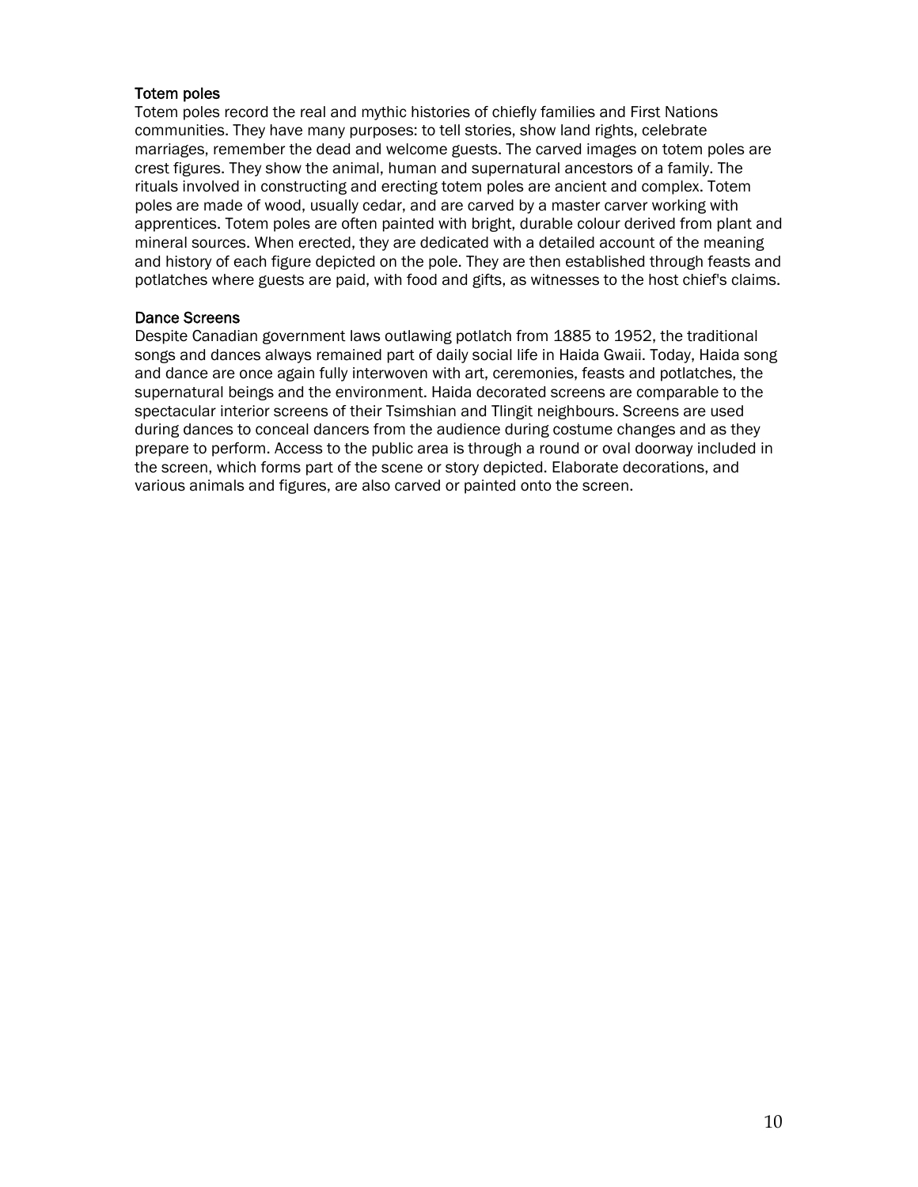### Totem poles

Totem poles record the real and mythic histories of chiefly families and First Nations communities. They have many purposes: to tell stories, show land rights, celebrate marriages, remember the dead and welcome guests. The carved images on totem poles are crest figures. They show the animal, human and supernatural ancestors of a family. The rituals involved in constructing and erecting totem poles are ancient and complex. Totem poles are made of wood, usually cedar, and are carved by a master carver working with apprentices. Totem poles are often painted with bright, durable colour derived from plant and mineral sources. When erected, they are dedicated with a detailed account of the meaning and history of each figure depicted on the pole. They are then established through feasts and potlatches where guests are paid, with food and gifts, as witnesses to the host chief's claims.

### Dance Screens

Despite Canadian government laws outlawing potlatch from 1885 to 1952, the traditional songs and dances always remained part of daily social life in Haida Gwaii. Today, Haida song and dance are once again fully interwoven with art, ceremonies, feasts and potlatches, the supernatural beings and the environment. Haida decorated screens are comparable to the spectacular interior screens of their Tsimshian and Tlingit neighbours. Screens are used during dances to conceal dancers from the audience during costume changes and as they prepare to perform. Access to the public area is through a round or oval doorway included in the screen, which forms part of the scene or story depicted. Elaborate decorations, and various animals and figures, are also carved or painted onto the screen.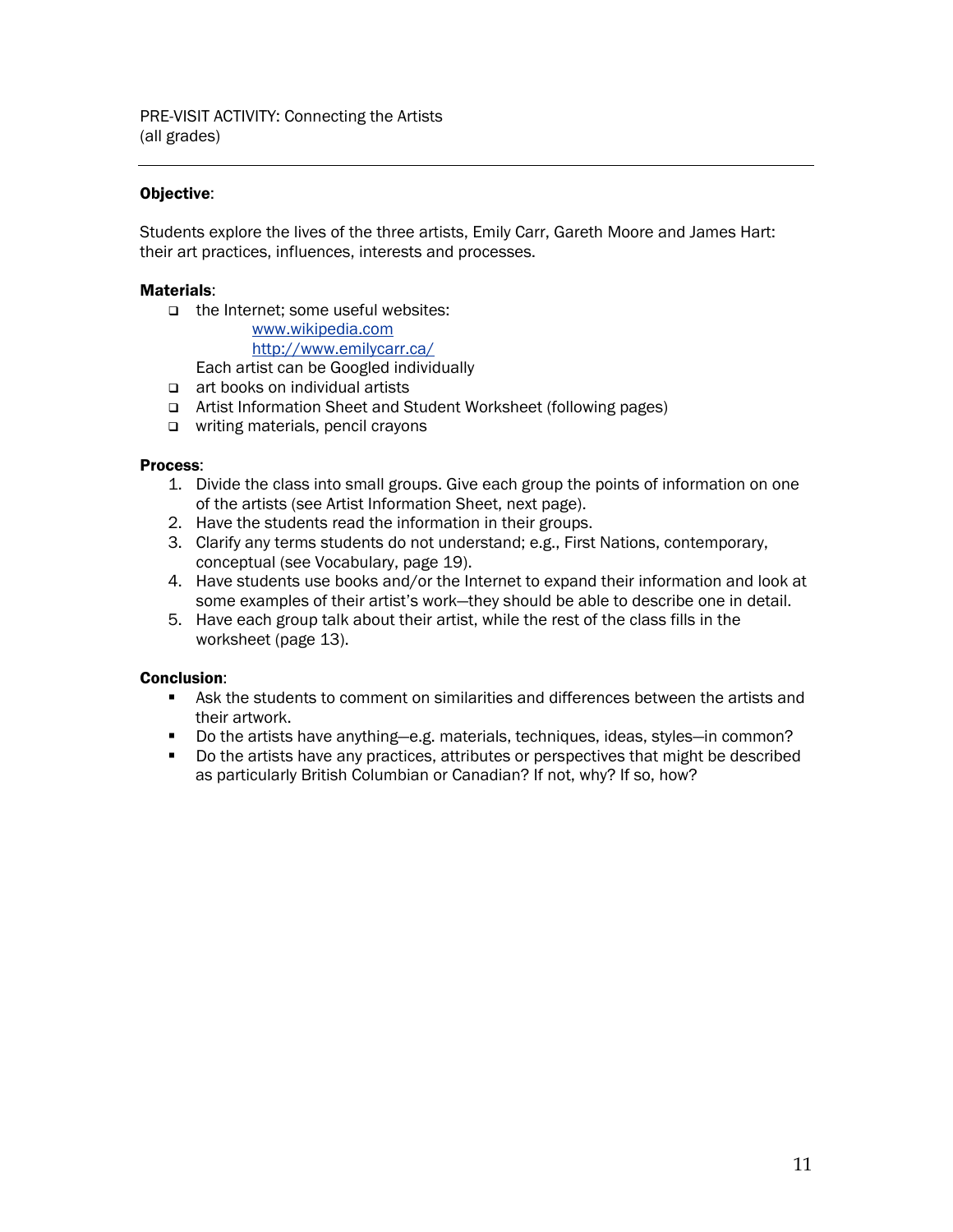PRE-VISIT ACTIVITY: Connecting the Artists
(all grades)

---

**Objective**:

Students explore the lives of the three artists, Emily Carr, Gareth Moore and James Hart: their art practices, influences, interests and processes.

**Materials**:

- the Internet; some useful websites:
  - www.wikipedia.com
  - http://www.emilycarr.ca/

  Each artist can be Googled individually
- art books on individual artists
- Artist Information Sheet and Student Worksheet (following pages)
- writing materials, pencil crayons

**Process**:

1. Divide the class into small groups. Give each group the points of information on one of the artists (see Artist Information Sheet, next page).
2. Have the students read the information in their groups.
3. Clarify any terms students do not understand; e.g., First Nations, contemporary, conceptual (see Vocabulary, page 19).
4. Have students use books and/or the Internet to expand their information and look at some examples of their artist's work—they should be able to describe one in detail.
5. Have each group talk about their artist, while the rest of the class fills in the worksheet (page 13).

**Conclusion**:

- Ask the students to comment on similarities and differences between the artists and their artwork.
- Do the artists have anything—e.g. materials, techniques, ideas, styles—in common?
- Do the artists have any practices, attributes or perspectives that might be described as particularly British Columbian or Canadian? If not, why? If so, how?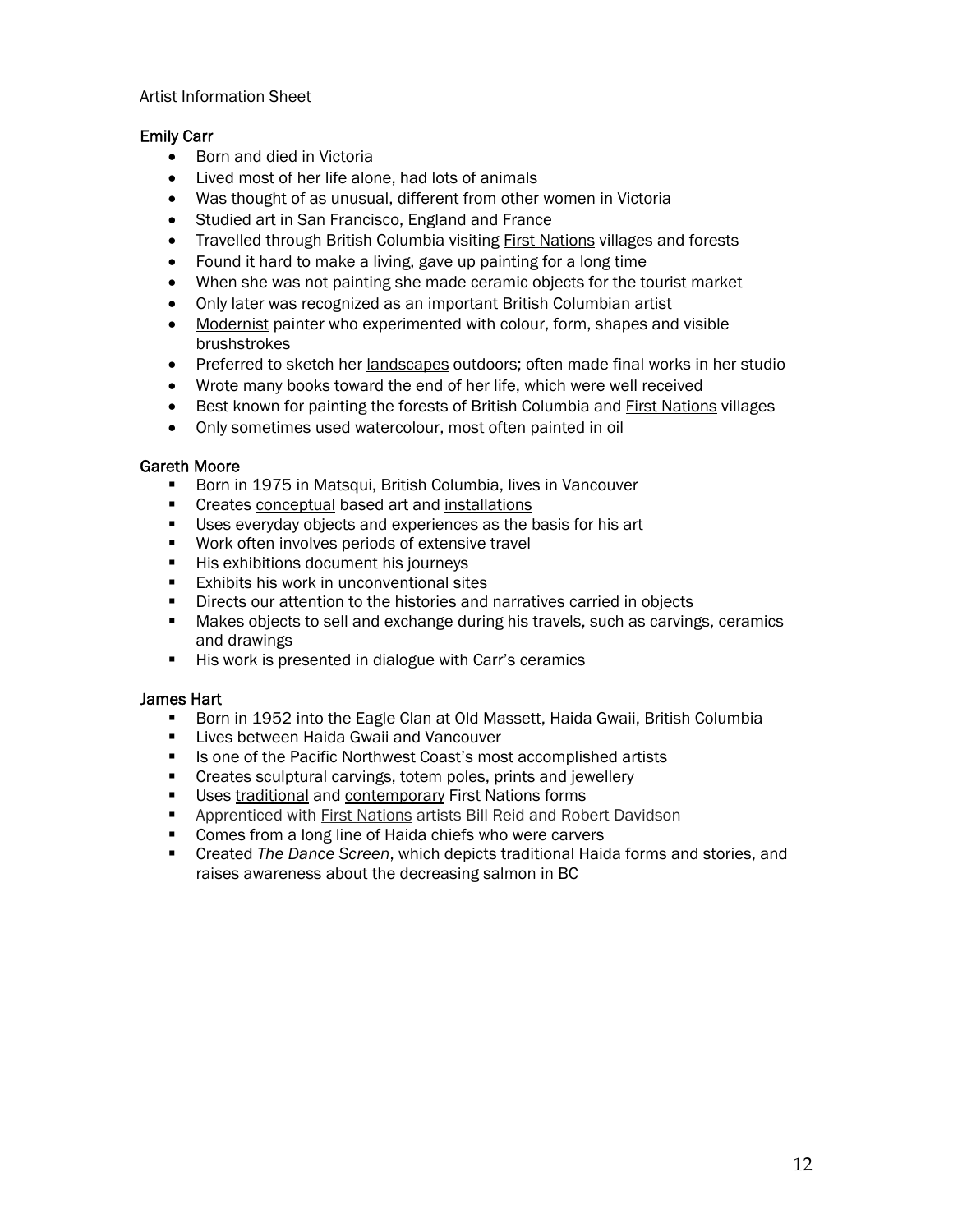Artist Information Sheet

### Emily Carr

- Born and died in Victoria
- Lived most of her life alone, had lots of animals
- Was thought of as unusual, different from other women in Victoria
- Studied art in San Francisco, England and France
- Travelled through British Columbia visiting First Nations villages and forests
- Found it hard to make a living, gave up painting for a long time
- When she was not painting she made ceramic objects for the tourist market
- Only later was recognized as an important British Columbian artist
- Modernist painter who experimented with colour, form, shapes and visible brushstrokes
- Preferred to sketch her landscapes outdoors; often made final works in her studio
- Wrote many books toward the end of her life, which were well received
- Best known for painting the forests of British Columbia and First Nations villages
- Only sometimes used watercolour, most often painted in oil

### Gareth Moore

- Born in 1975 in Matsqui, British Columbia, lives in Vancouver
- Creates conceptual based art and installations
- Uses everyday objects and experiences as the basis for his art
- Work often involves periods of extensive travel
- His exhibitions document his journeys
- Exhibits his work in unconventional sites
- Directs our attention to the histories and narratives carried in objects
- Makes objects to sell and exchange during his travels, such as carvings, ceramics and drawings
- His work is presented in dialogue with Carr's ceramics

### James Hart

- Born in 1952 into the Eagle Clan at Old Massett, Haida Gwaii, British Columbia
- Lives between Haida Gwaii and Vancouver
- Is one of the Pacific Northwest Coast's most accomplished artists
- Creates sculptural carvings, totem poles, prints and jewellery
- Uses traditional and contemporary First Nations forms
- Apprenticed with First Nations artists Bill Reid and Robert Davidson
- Comes from a long line of Haida chiefs who were carvers
- Created *The Dance Screen*, which depicts traditional Haida forms and stories, and raises awareness about the decreasing salmon in BC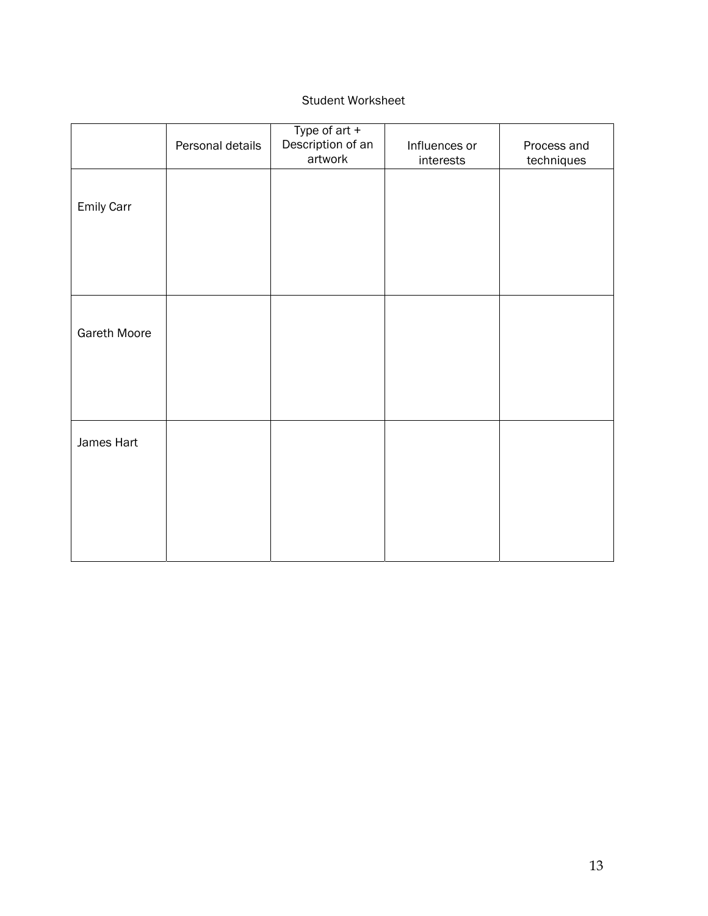Student Worksheet

| | Personal details | Type of art + Description of an artwork | Influences or interests | Process and techniques |
|---|---|---|---|---|
| Emily Carr | | | | |
| Gareth Moore | | | | |
| James Hart | | | | |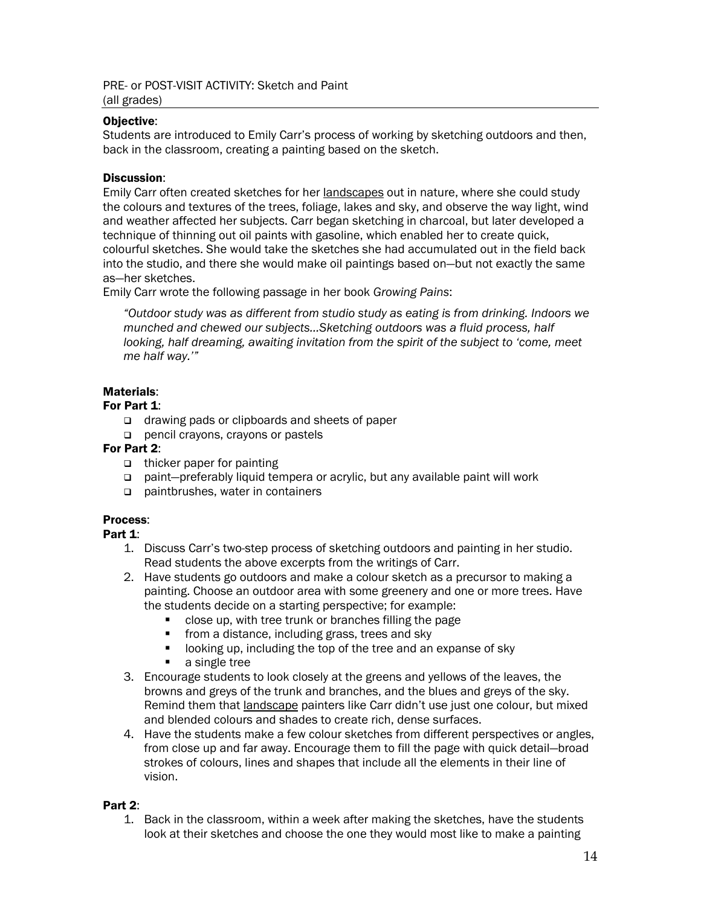PRE- or POST-VISIT ACTIVITY: Sketch and Paint
(all grades)

**Objective**:
Students are introduced to Emily Carr's process of working by sketching outdoors and then, back in the classroom, creating a painting based on the sketch.

**Discussion**:
Emily Carr often created sketches for her landscapes out in nature, where she could study the colours and textures of the trees, foliage, lakes and sky, and observe the way light, wind and weather affected her subjects. Carr began sketching in charcoal, but later developed a technique of thinning out oil paints with gasoline, which enabled her to create quick, colourful sketches. She would take the sketches she had accumulated out in the field back into the studio, and there she would make oil paintings based on—but not exactly the same as—her sketches.

Emily Carr wrote the following passage in her book *Growing Pains*:

> *"Outdoor study was as different from studio study as eating is from drinking. Indoors we munched and chewed our subjects…Sketching outdoors was a fluid process, half looking, half dreaming, awaiting invitation from the spirit of the subject to 'come, meet me half way.'"*

**Materials**:

**For Part 1**:

- drawing pads or clipboards and sheets of paper
- pencil crayons, crayons or pastels

**For Part 2**:

- thicker paper for painting
- paint—preferably liquid tempera or acrylic, but any available paint will work
- paintbrushes, water in containers

**Process**:

**Part 1**:

1. Discuss Carr's two-step process of sketching outdoors and painting in her studio. Read students the above excerpts from the writings of Carr.
2. Have students go outdoors and make a colour sketch as a precursor to making a painting. Choose an outdoor area with some greenery and one or more trees. Have the students decide on a starting perspective; for example:
   - close up, with tree trunk or branches filling the page
   - from a distance, including grass, trees and sky
   - looking up, including the top of the tree and an expanse of sky
   - a single tree
3. Encourage students to look closely at the greens and yellows of the leaves, the browns and greys of the trunk and branches, and the blues and greys of the sky. Remind them that landscape painters like Carr didn't use just one colour, but mixed and blended colours and shades to create rich, dense surfaces.
4. Have the students make a few colour sketches from different perspectives or angles, from close up and far away. Encourage them to fill the page with quick detail—broad strokes of colours, lines and shapes that include all the elements in their line of vision.

**Part 2**:

1. Back in the classroom, within a week after making the sketches, have the students look at their sketches and choose the one they would most like to make a painting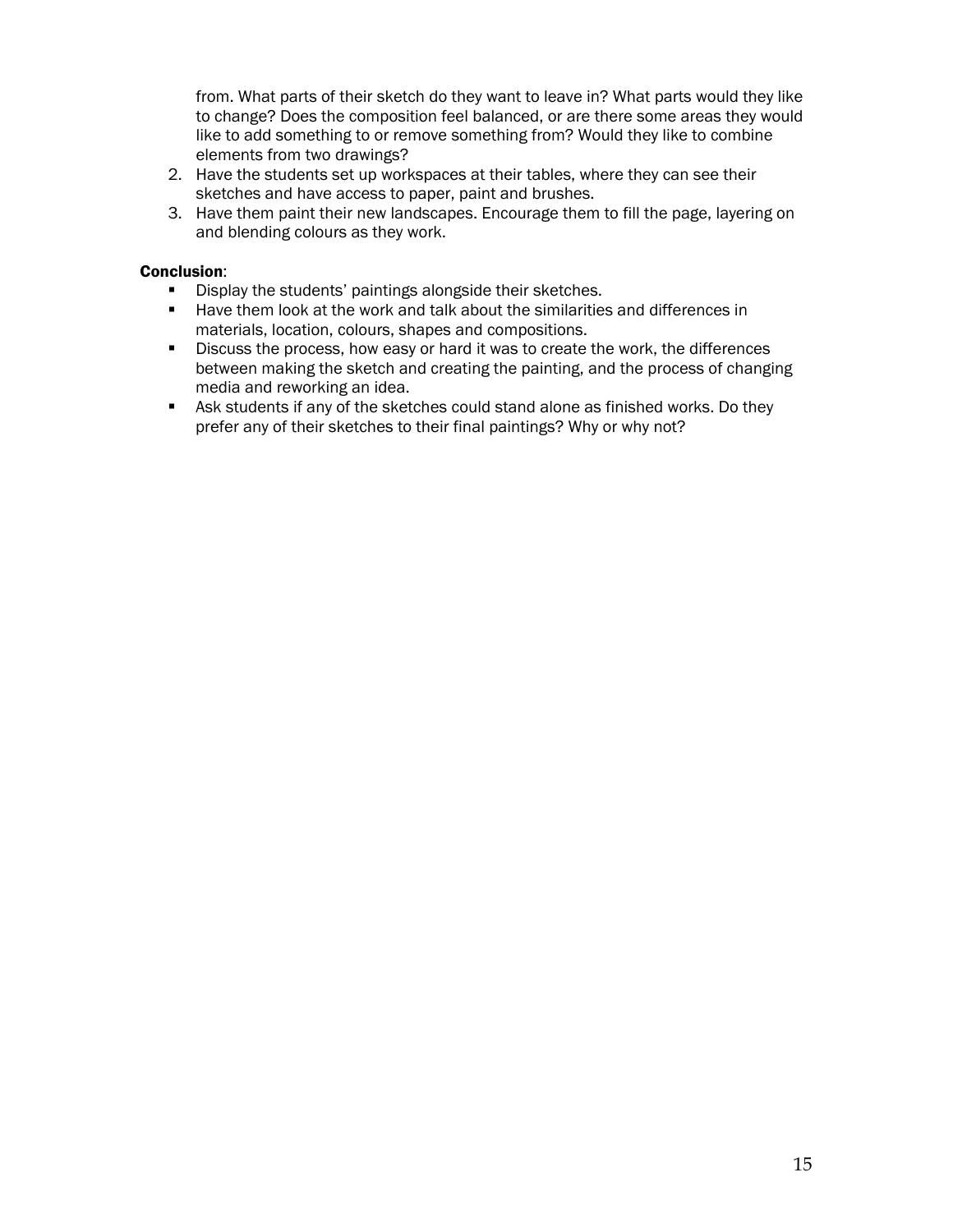from. What parts of their sketch do they want to leave in? What parts would they like to change? Does the composition feel balanced, or are there some areas they would like to add something to or remove something from? Would they like to combine elements from two drawings?

2. Have the students set up workspaces at their tables, where they can see their sketches and have access to paper, paint and brushes.
3. Have them paint their new landscapes. Encourage them to fill the page, layering on and blending colours as they work.

**Conclusion**:

- Display the students' paintings alongside their sketches.
- Have them look at the work and talk about the similarities and differences in materials, location, colours, shapes and compositions.
- Discuss the process, how easy or hard it was to create the work, the differences between making the sketch and creating the painting, and the process of changing media and reworking an idea.
- Ask students if any of the sketches could stand alone as finished works. Do they prefer any of their sketches to their final paintings? Why or why not?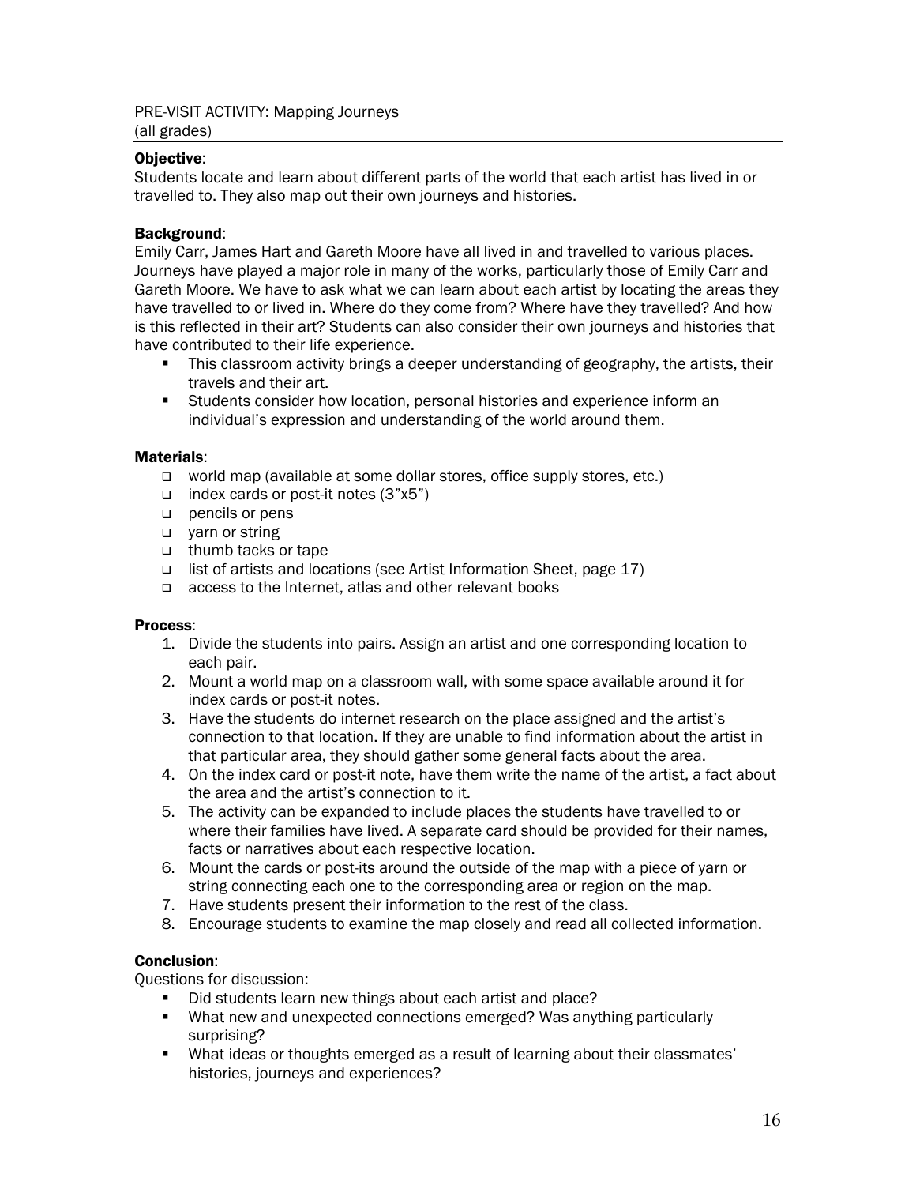PRE-VISIT ACTIVITY: Mapping Journeys
(all grades)

**Objective**:
Students locate and learn about different parts of the world that each artist has lived in or travelled to. They also map out their own journeys and histories.

**Background**:
Emily Carr, James Hart and Gareth Moore have all lived in and travelled to various places. Journeys have played a major role in many of the works, particularly those of Emily Carr and Gareth Moore. We have to ask what we can learn about each artist by locating the areas they have travelled to or lived in. Where do they come from? Where have they travelled? And how is this reflected in their art? Students can also consider their own journeys and histories that have contributed to their life experience.

- This classroom activity brings a deeper understanding of geography, the artists, their travels and their art.
- Students consider how location, personal histories and experience inform an individual's expression and understanding of the world around them.

**Materials**:

- world map (available at some dollar stores, office supply stores, etc.)
- index cards or post-it notes (3"x5")
- pencils or pens
- yarn or string
- thumb tacks or tape
- list of artists and locations (see Artist Information Sheet, page 17)
- access to the Internet, atlas and other relevant books

**Process**:

1. Divide the students into pairs. Assign an artist and one corresponding location to each pair.
2. Mount a world map on a classroom wall, with some space available around it for index cards or post-it notes.
3. Have the students do internet research on the place assigned and the artist's connection to that location. If they are unable to find information about the artist in that particular area, they should gather some general facts about the area.
4. On the index card or post-it note, have them write the name of the artist, a fact about the area and the artist's connection to it.
5. The activity can be expanded to include places the students have travelled to or where their families have lived. A separate card should be provided for their names, facts or narratives about each respective location.
6. Mount the cards or post-its around the outside of the map with a piece of yarn or string connecting each one to the corresponding area or region on the map.
7. Have students present their information to the rest of the class.
8. Encourage students to examine the map closely and read all collected information.

**Conclusion**:
Questions for discussion:

- Did students learn new things about each artist and place?
- What new and unexpected connections emerged? Was anything particularly surprising?
- What ideas or thoughts emerged as a result of learning about their classmates' histories, journeys and experiences?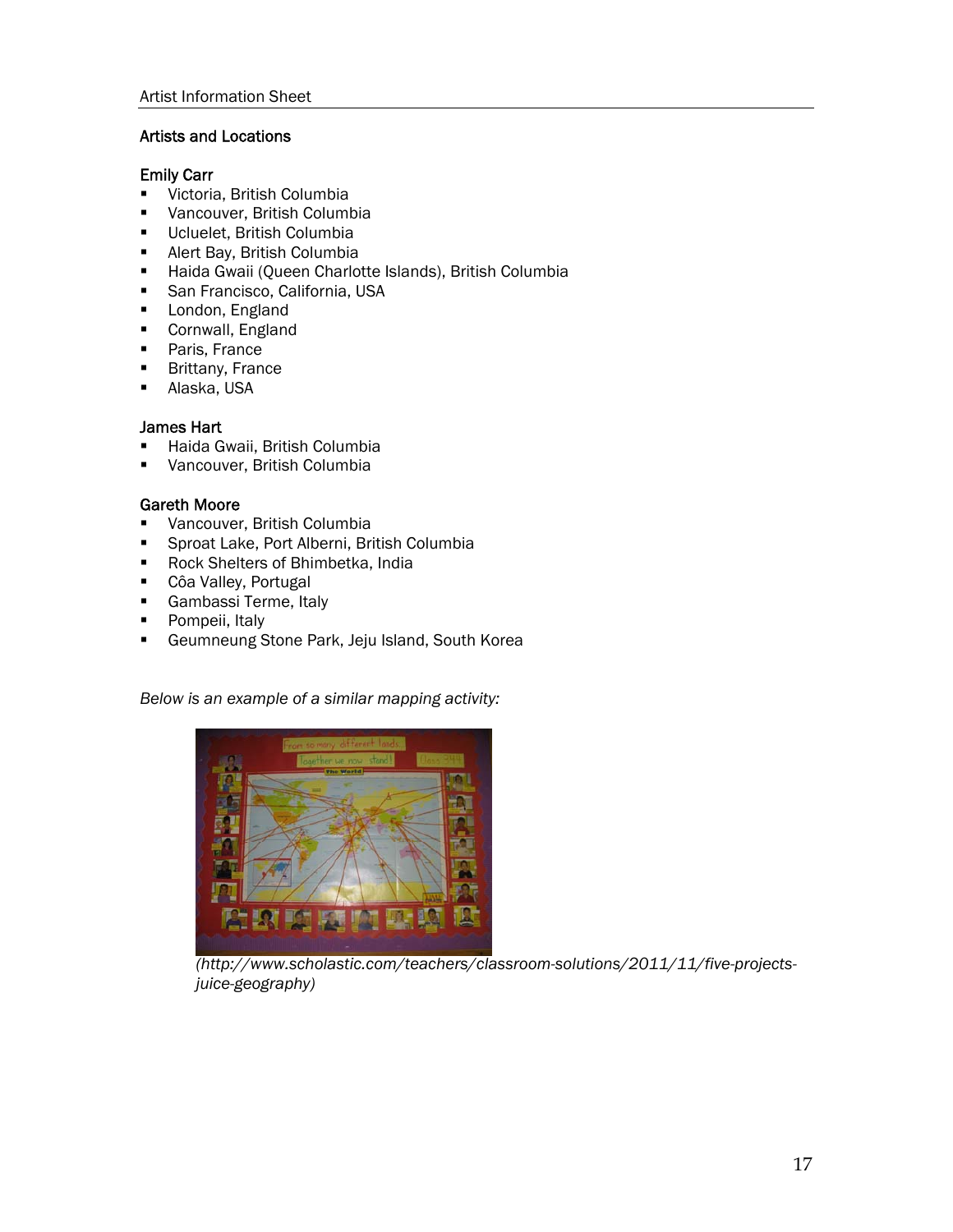Artist Information Sheet

**Artists and Locations**

**Emily Carr**

- Victoria, British Columbia
- Vancouver, British Columbia
- Ucluelet, British Columbia
- Alert Bay, British Columbia
- Haida Gwaii (Queen Charlotte Islands), British Columbia
- San Francisco, California, USA
- London, England
- Cornwall, England
- Paris, France
- Brittany, France
- Alaska, USA

**James Hart**

- Haida Gwaii, British Columbia
- Vancouver, British Columbia

**Gareth Moore**

- Vancouver, British Columbia
- Sproat Lake, Port Alberni, British Columbia
- Rock Shelters of Bhimbetka, India
- Côa Valley, Portugal
- Gambassi Terme, Italy
- Pompeii, Italy
- Geumneung Stone Park, Jeju Island, South Korea

*Below is an example of a similar mapping activity:*

*(http://www.scholastic.com/teachers/classroom-solutions/2011/11/five-projects-juice-geography)*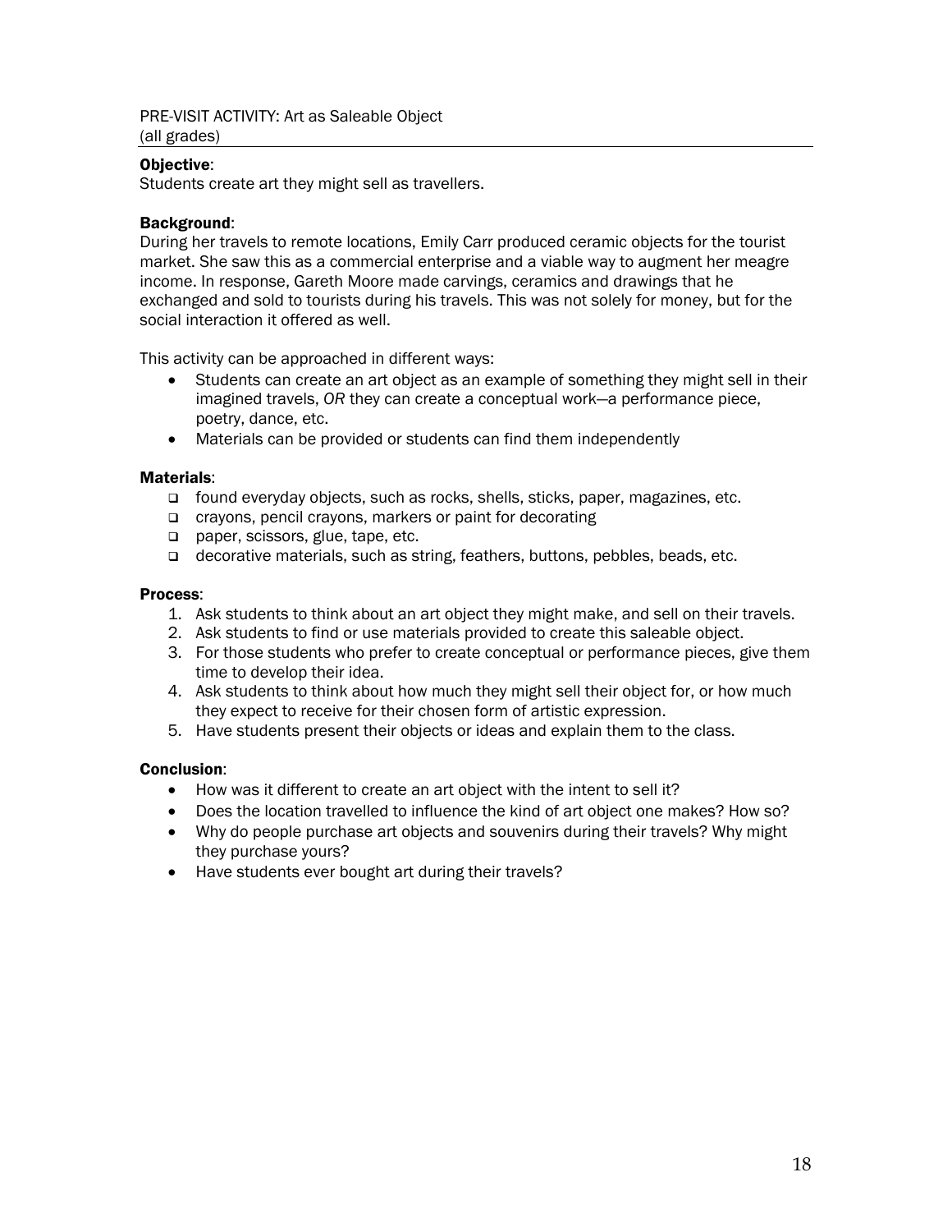PRE-VISIT ACTIVITY: Art as Saleable Object
(all grades)

**Objective**:
Students create art they might sell as travellers.

**Background**:
During her travels to remote locations, Emily Carr produced ceramic objects for the tourist market. She saw this as a commercial enterprise and a viable way to augment her meagre income. In response, Gareth Moore made carvings, ceramics and drawings that he exchanged and sold to tourists during his travels. This was not solely for money, but for the social interaction it offered as well.

This activity can be approached in different ways:

- Students can create an art object as an example of something they might sell in their imagined travels, *OR* they can create a conceptual work—a performance piece, poetry, dance, etc.
- Materials can be provided or students can find them independently

**Materials**:

- found everyday objects, such as rocks, shells, sticks, paper, magazines, etc.
- crayons, pencil crayons, markers or paint for decorating
- paper, scissors, glue, tape, etc.
- decorative materials, such as string, feathers, buttons, pebbles, beads, etc.

**Process**:

1. Ask students to think about an art object they might make, and sell on their travels.
2. Ask students to find or use materials provided to create this saleable object.
3. For those students who prefer to create conceptual or performance pieces, give them time to develop their idea.
4. Ask students to think about how much they might sell their object for, or how much they expect to receive for their chosen form of artistic expression.
5. Have students present their objects or ideas and explain them to the class.

**Conclusion**:

- How was it different to create an art object with the intent to sell it?
- Does the location travelled to influence the kind of art object one makes? How so?
- Why do people purchase art objects and souvenirs during their travels? Why might they purchase yours?
- Have students ever bought art during their travels?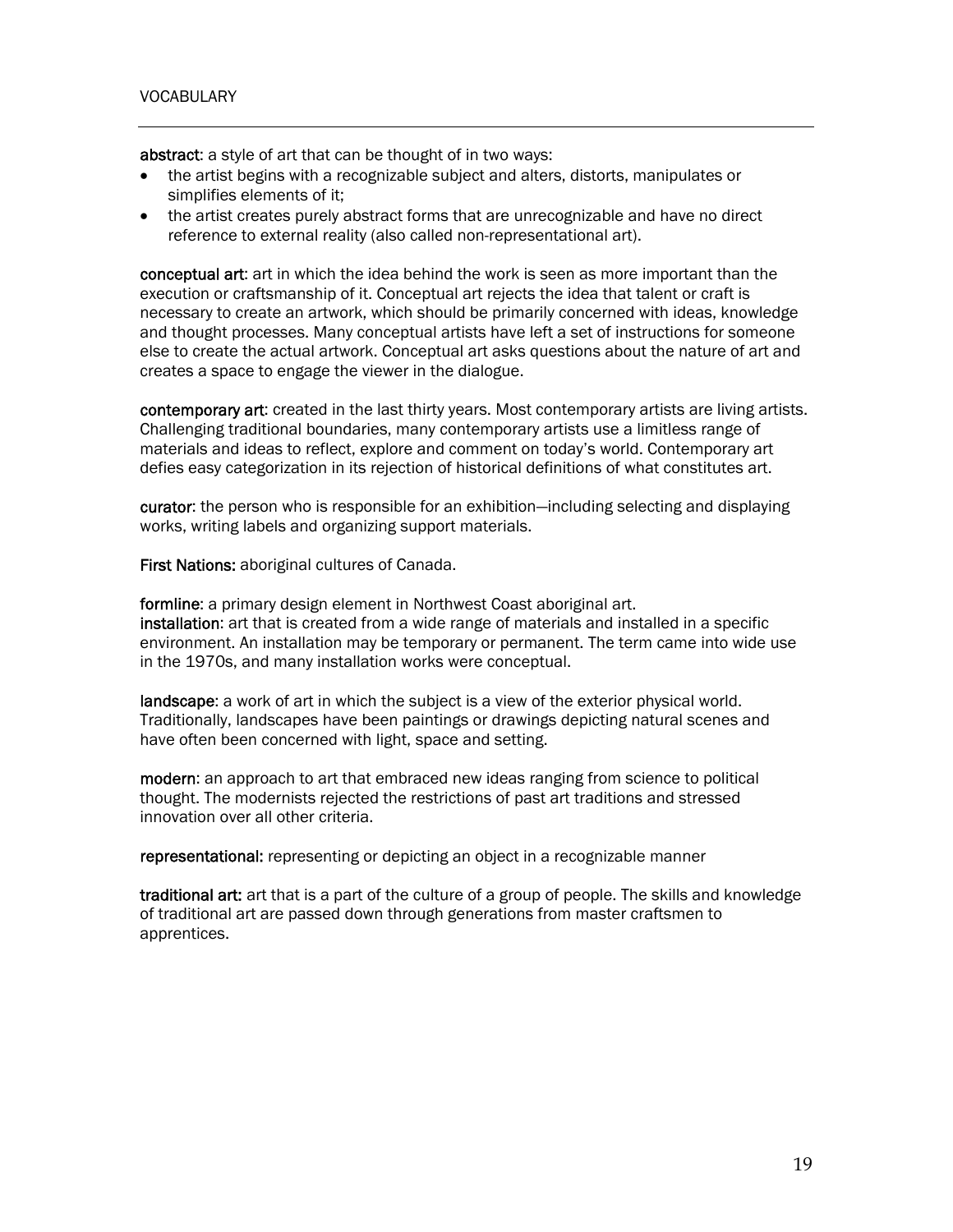# VOCABULARY

**abstract**: a style of art that can be thought of in two ways:

- the artist begins with a recognizable subject and alters, distorts, manipulates or simplifies elements of it;
- the artist creates purely abstract forms that are unrecognizable and have no direct reference to external reality (also called non-representational art).

**conceptual art**: art in which the idea behind the work is seen as more important than the execution or craftsmanship of it. Conceptual art rejects the idea that talent or craft is necessary to create an artwork, which should be primarily concerned with ideas, knowledge and thought processes. Many conceptual artists have left a set of instructions for someone else to create the actual artwork. Conceptual art asks questions about the nature of art and creates a space to engage the viewer in the dialogue.

**contemporary art**: created in the last thirty years. Most contemporary artists are living artists. Challenging traditional boundaries, many contemporary artists use a limitless range of materials and ideas to reflect, explore and comment on today's world. Contemporary art defies easy categorization in its rejection of historical definitions of what constitutes art.

**curator**: the person who is responsible for an exhibition—including selecting and displaying works, writing labels and organizing support materials.

**First Nations:** aboriginal cultures of Canada.

**formline**: a primary design element in Northwest Coast aboriginal art.

**installation**: art that is created from a wide range of materials and installed in a specific environment. An installation may be temporary or permanent. The term came into wide use in the 1970s, and many installation works were conceptual.

**landscape**: a work of art in which the subject is a view of the exterior physical world. Traditionally, landscapes have been paintings or drawings depicting natural scenes and have often been concerned with light, space and setting.

**modern**: an approach to art that embraced new ideas ranging from science to political thought. The modernists rejected the restrictions of past art traditions and stressed innovation over all other criteria.

**representational:** representing or depicting an object in a recognizable manner

**traditional art:** art that is a part of the culture of a group of people. The skills and knowledge of traditional art are passed down through generations from master craftsmen to apprentices.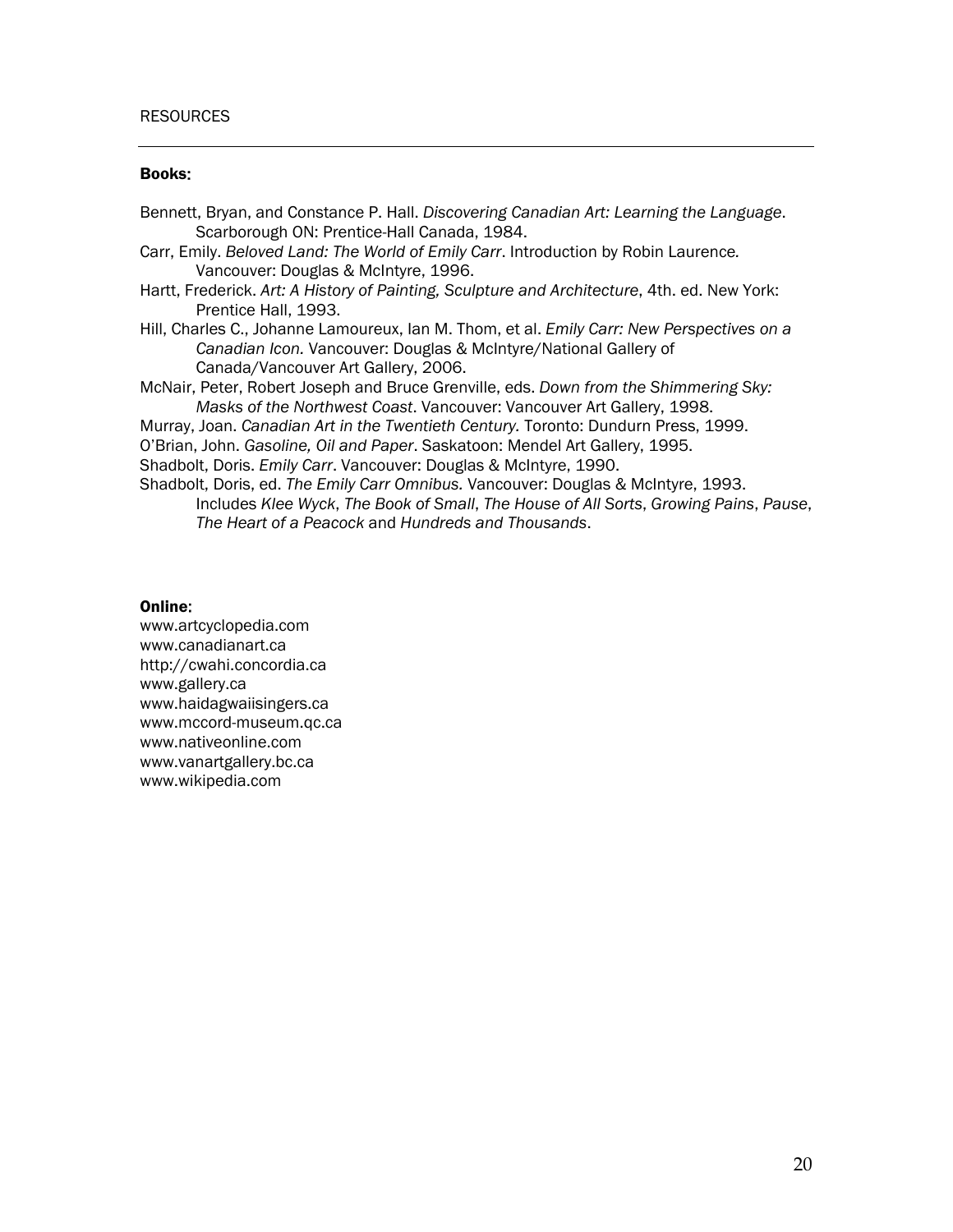RESOURCES

**Books**:

Bennett, Bryan, and Constance P. Hall. *Discovering Canadian Art: Learning the Language*. Scarborough ON: Prentice-Hall Canada, 1984.

Carr, Emily. *Beloved Land: The World of Emily Carr*. Introduction by Robin Laurence. Vancouver: Douglas & McIntyre, 1996.

Hartt, Frederick. *Art: A History of Painting, Sculpture and Architecture*, 4th. ed. New York: Prentice Hall, 1993.

Hill, Charles C., Johanne Lamoureux, Ian M. Thom, et al. *Emily Carr: New Perspectives on a Canadian Icon.* Vancouver: Douglas & McIntyre/National Gallery of Canada/Vancouver Art Gallery, 2006.

McNair, Peter, Robert Joseph and Bruce Grenville, eds. *Down from the Shimmering Sky: Masks of the Northwest Coast*. Vancouver: Vancouver Art Gallery, 1998.

Murray, Joan. *Canadian Art in the Twentieth Century.* Toronto: Dundurn Press, 1999.

O'Brian, John. *Gasoline, Oil and Paper*. Saskatoon: Mendel Art Gallery, 1995.

Shadbolt, Doris. *Emily Carr*. Vancouver: Douglas & McIntyre, 1990.

Shadbolt, Doris, ed. *The Emily Carr Omnibus.* Vancouver: Douglas & McIntyre, 1993. Includes *Klee Wyck*, *The Book of Small*, *The House of All Sorts*, *Growing Pains*, *Pause*, *The Heart of a Peacock* and *Hundreds and Thousands*.

**Online**:

www.artcyclopedia.com
www.canadianart.ca
http://cwahi.concordia.ca
www.gallery.ca
www.haidagwaiisingers.ca
www.mccord-museum.qc.ca
www.nativeonline.com
www.vanartgallery.bc.ca
www.wikipedia.com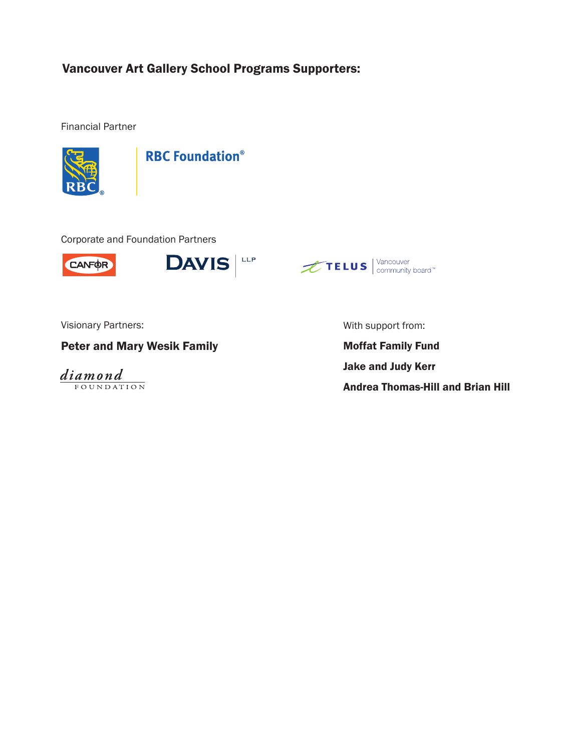### Vancouver Art Gallery School Programs Supporters:

Financial Partner

RBC Foundation®

Corporate and Foundation Partners

CANFOR

DAVIS LLP

TELUS Vancouver community board™

Visionary Partners:

**Peter and Mary Wesik Family**

*diamond* FOUNDATION

With support from:

**Moffat Family Fund**

**Jake and Judy Kerr**

**Andrea Thomas-Hill and Brian Hill**